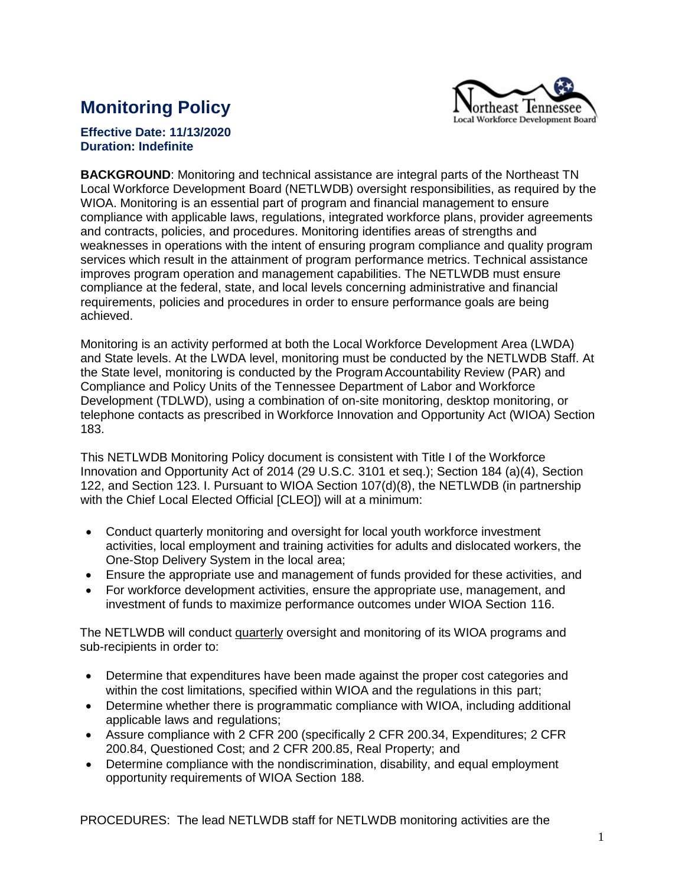# Monitoring Policy

**Effective Date: 11/13/2020**
**Duration: Indefinite**

**BACKGROUND**: Monitoring and technical assistance are integral parts of the Northeast TN Local Workforce Development Board (NETLWDB) oversight responsibilities, as required by the WIOA. Monitoring is an essential part of program and financial management to ensure compliance with applicable laws, regulations, integrated workforce plans, provider agreements and contracts, policies, and procedures. Monitoring identifies areas of strengths and weaknesses in operations with the intent of ensuring program compliance and quality program services which result in the attainment of program performance metrics. Technical assistance improves program operation and management capabilities. The NETLWDB must ensure compliance at the federal, state, and local levels concerning administrative and financial requirements, policies and procedures in order to ensure performance goals are being achieved.

Monitoring is an activity performed at both the Local Workforce Development Area (LWDA) and State levels. At the LWDA level, monitoring must be conducted by the NETLWDB Staff. At the State level, monitoring is conducted by the Program Accountability Review (PAR) and Compliance and Policy Units of the Tennessee Department of Labor and Workforce Development (TDLWD), using a combination of on-site monitoring, desktop monitoring, or telephone contacts as prescribed in Workforce Innovation and Opportunity Act (WIOA) Section 183.

This NETLWDB Monitoring Policy document is consistent with Title I of the Workforce Innovation and Opportunity Act of 2014 (29 U.S.C. 3101 et seq.); Section 184 (a)(4), Section 122, and Section 123. I. Pursuant to WIOA Section 107(d)(8), the NETLWDB (in partnership with the Chief Local Elected Official [CLEO]) will at a minimum:

- Conduct quarterly monitoring and oversight for local youth workforce investment activities, local employment and training activities for adults and dislocated workers, the One-Stop Delivery System in the local area;
- Ensure the appropriate use and management of funds provided for these activities, and
- For workforce development activities, ensure the appropriate use, management, and investment of funds to maximize performance outcomes under WIOA Section 116.

The NETLWDB will conduct quarterly oversight and monitoring of its WIOA programs and sub-recipients in order to:

- Determine that expenditures have been made against the proper cost categories and within the cost limitations, specified within WIOA and the regulations in this part;
- Determine whether there is programmatic compliance with WIOA, including additional applicable laws and regulations;
- Assure compliance with 2 CFR 200 (specifically 2 CFR 200.34, Expenditures; 2 CFR 200.84, Questioned Cost; and 2 CFR 200.85, Real Property; and
- Determine compliance with the nondiscrimination, disability, and equal employment opportunity requirements of WIOA Section 188.

PROCEDURES: The lead NETLWDB staff for NETLWDB monitoring activities are the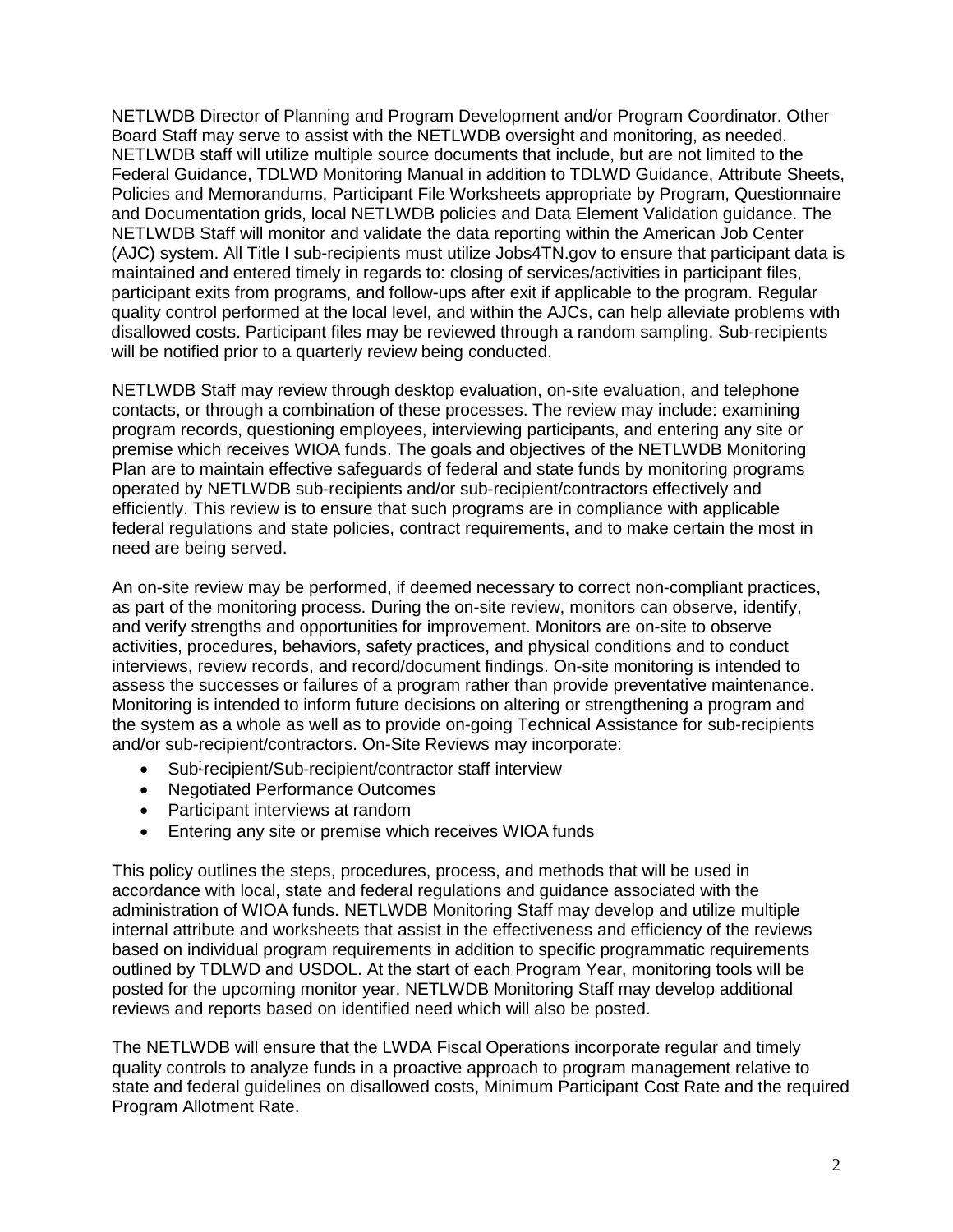NETLWDB Director of Planning and Program Development and/or Program Coordinator. Other Board Staff may serve to assist with the NETLWDB oversight and monitoring, as needed. NETLWDB staff will utilize multiple source documents that include, but are not limited to the Federal Guidance, TDLWD Monitoring Manual in addition to TDLWD Guidance, Attribute Sheets, Policies and Memorandums, Participant File Worksheets appropriate by Program, Questionnaire and Documentation grids, local NETLWDB policies and Data Element Validation guidance. The NETLWDB Staff will monitor and validate the data reporting within the American Job Center (AJC) system. All Title I sub-recipients must utilize Jobs4TN.gov to ensure that participant data is maintained and entered timely in regards to: closing of services/activities in participant files, participant exits from programs, and follow-ups after exit if applicable to the program. Regular quality control performed at the local level, and within the AJCs, can help alleviate problems with disallowed costs. Participant files may be reviewed through a random sampling. Sub-recipients will be notified prior to a quarterly review being conducted.

NETLWDB Staff may review through desktop evaluation, on-site evaluation, and telephone contacts, or through a combination of these processes. The review may include: examining program records, questioning employees, interviewing participants, and entering any site or premise which receives WIOA funds. The goals and objectives of the NETLWDB Monitoring Plan are to maintain effective safeguards of federal and state funds by monitoring programs operated by NETLWDB sub-recipients and/or sub-recipient/contractors effectively and efficiently. This review is to ensure that such programs are in compliance with applicable federal regulations and state policies, contract requirements, and to make certain the most in need are being served.

An on-site review may be performed, if deemed necessary to correct non-compliant practices, as part of the monitoring process. During the on-site review, monitors can observe, identify, and verify strengths and opportunities for improvement. Monitors are on-site to observe activities, procedures, behaviors, safety practices, and physical conditions and to conduct interviews, review records, and record/document findings. On-site monitoring is intended to assess the successes or failures of a program rather than provide preventative maintenance. Monitoring is intended to inform future decisions on altering or strengthening a program and the system as a whole as well as to provide on-going Technical Assistance for sub-recipients and/or sub-recipient/contractors. On-Site Reviews may incorporate:

- Sub-recipient/Sub-recipient/contractor staff interview
- Negotiated Performance Outcomes
- Participant interviews at random
- Entering any site or premise which receives WIOA funds

This policy outlines the steps, procedures, process, and methods that will be used in accordance with local, state and federal regulations and guidance associated with the administration of WIOA funds. NETLWDB Monitoring Staff may develop and utilize multiple internal attribute and worksheets that assist in the effectiveness and efficiency of the reviews based on individual program requirements in addition to specific programmatic requirements outlined by TDLWD and USDOL. At the start of each Program Year, monitoring tools will be posted for the upcoming monitor year. NETLWDB Monitoring Staff may develop additional reviews and reports based on identified need which will also be posted.

The NETLWDB will ensure that the LWDA Fiscal Operations incorporate regular and timely quality controls to analyze funds in a proactive approach to program management relative to state and federal guidelines on disallowed costs, Minimum Participant Cost Rate and the required Program Allotment Rate.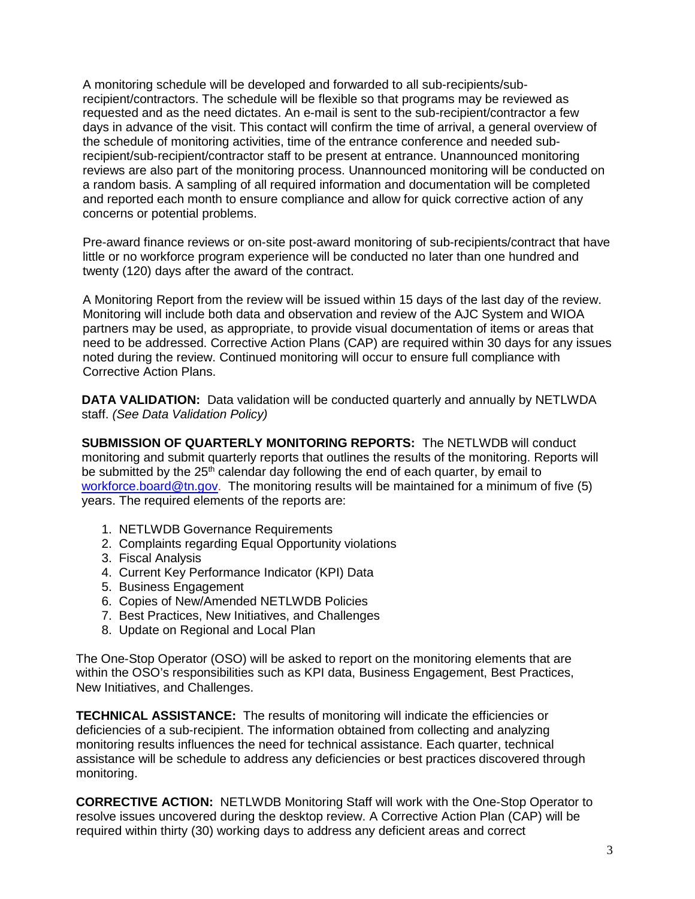A monitoring schedule will be developed and forwarded to all sub-recipients/sub-recipient/contractors. The schedule will be flexible so that programs may be reviewed as requested and as the need dictates. An e-mail is sent to the sub-recipient/contractor a few days in advance of the visit. This contact will confirm the time of arrival, a general overview of the schedule of monitoring activities, time of the entrance conference and needed sub-recipient/sub-recipient/contractor staff to be present at entrance. Unannounced monitoring reviews are also part of the monitoring process. Unannounced monitoring will be conducted on a random basis. A sampling of all required information and documentation will be completed and reported each month to ensure compliance and allow for quick corrective action of any concerns or potential problems.

Pre-award finance reviews or on-site post-award monitoring of sub-recipients/contract that have little or no workforce program experience will be conducted no later than one hundred and twenty (120) days after the award of the contract.

A Monitoring Report from the review will be issued within 15 days of the last day of the review. Monitoring will include both data and observation and review of the AJC System and WIOA partners may be used, as appropriate, to provide visual documentation of items or areas that need to be addressed. Corrective Action Plans (CAP) are required within 30 days for any issues noted during the review. Continued monitoring will occur to ensure full compliance with Corrective Action Plans.

**DATA VALIDATION:** Data validation will be conducted quarterly and annually by NETLWDA staff. *(See Data Validation Policy)*

**SUBMISSION OF QUARTERLY MONITORING REPORTS:** The NETLWDB will conduct monitoring and submit quarterly reports that outlines the results of the monitoring. Reports will be submitted by the 25th calendar day following the end of each quarter, by email to workforce.board@tn.gov. The monitoring results will be maintained for a minimum of five (5) years. The required elements of the reports are:

1. NETLWDB Governance Requirements
2. Complaints regarding Equal Opportunity violations
3. Fiscal Analysis
4. Current Key Performance Indicator (KPI) Data
5. Business Engagement
6. Copies of New/Amended NETLWDB Policies
7. Best Practices, New Initiatives, and Challenges
8. Update on Regional and Local Plan

The One-Stop Operator (OSO) will be asked to report on the monitoring elements that are within the OSO's responsibilities such as KPI data, Business Engagement, Best Practices, New Initiatives, and Challenges.

**TECHNICAL ASSISTANCE:** The results of monitoring will indicate the efficiencies or deficiencies of a sub-recipient. The information obtained from collecting and analyzing monitoring results influences the need for technical assistance. Each quarter, technical assistance will be schedule to address any deficiencies or best practices discovered through monitoring.

**CORRECTIVE ACTION:** NETLWDB Monitoring Staff will work with the One-Stop Operator to resolve issues uncovered during the desktop review. A Corrective Action Plan (CAP) will be required within thirty (30) working days to address any deficient areas and correct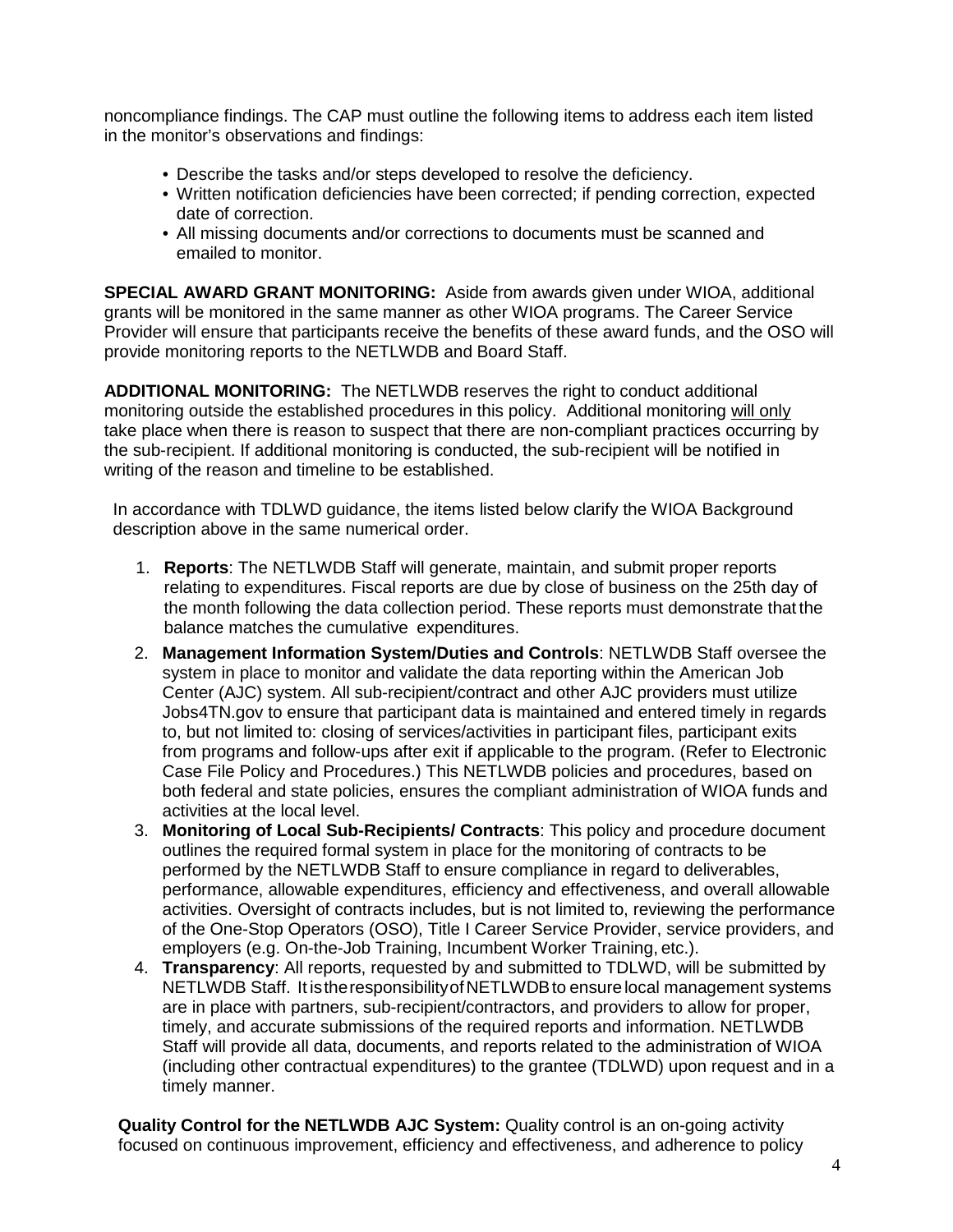noncompliance findings. The CAP must outline the following items to address each item listed in the monitor's observations and findings:

- Describe the tasks and/or steps developed to resolve the deficiency.
- Written notification deficiencies have been corrected; if pending correction, expected date of correction.
- All missing documents and/or corrections to documents must be scanned and emailed to monitor.

**SPECIAL AWARD GRANT MONITORING:** Aside from awards given under WIOA, additional grants will be monitored in the same manner as other WIOA programs. The Career Service Provider will ensure that participants receive the benefits of these award funds, and the OSO will provide monitoring reports to the NETLWDB and Board Staff.

**ADDITIONAL MONITORING:** The NETLWDB reserves the right to conduct additional monitoring outside the established procedures in this policy. Additional monitoring will only take place when there is reason to suspect that there are non-compliant practices occurring by the sub-recipient. If additional monitoring is conducted, the sub-recipient will be notified in writing of the reason and timeline to be established.

In accordance with TDLWD guidance, the items listed below clarify the WIOA Background description above in the same numerical order.

1. **Reports**: The NETLWDB Staff will generate, maintain, and submit proper reports relating to expenditures. Fiscal reports are due by close of business on the 25th day of the month following the data collection period. These reports must demonstrate that the balance matches the cumulative expenditures.
2. **Management Information System/Duties and Controls**: NETLWDB Staff oversee the system in place to monitor and validate the data reporting within the American Job Center (AJC) system. All sub-recipient/contract and other AJC providers must utilize Jobs4TN.gov to ensure that participant data is maintained and entered timely in regards to, but not limited to: closing of services/activities in participant files, participant exits from programs and follow-ups after exit if applicable to the program. (Refer to Electronic Case File Policy and Procedures.) This NETLWDB policies and procedures, based on both federal and state policies, ensures the compliant administration of WIOA funds and activities at the local level.
3. **Monitoring of Local Sub-Recipients/ Contracts**: This policy and procedure document outlines the required formal system in place for the monitoring of contracts to be performed by the NETLWDB Staff to ensure compliance in regard to deliverables, performance, allowable expenditures, efficiency and effectiveness, and overall allowable activities. Oversight of contracts includes, but is not limited to, reviewing the performance of the One-Stop Operators (OSO), Title I Career Service Provider, service providers, and employers (e.g. On-the-Job Training, Incumbent Worker Training, etc.).
4. **Transparency**: All reports, requested by and submitted to TDLWD, will be submitted by NETLWDB Staff. It is the responsibility of NETLWDB to ensure local management systems are in place with partners, sub-recipient/contractors, and providers to allow for proper, timely, and accurate submissions of the required reports and information. NETLWDB Staff will provide all data, documents, and reports related to the administration of WIOA (including other contractual expenditures) to the grantee (TDLWD) upon request and in a timely manner.

**Quality Control for the NETLWDB AJC System:** Quality control is an on-going activity focused on continuous improvement, efficiency and effectiveness, and adherence to policy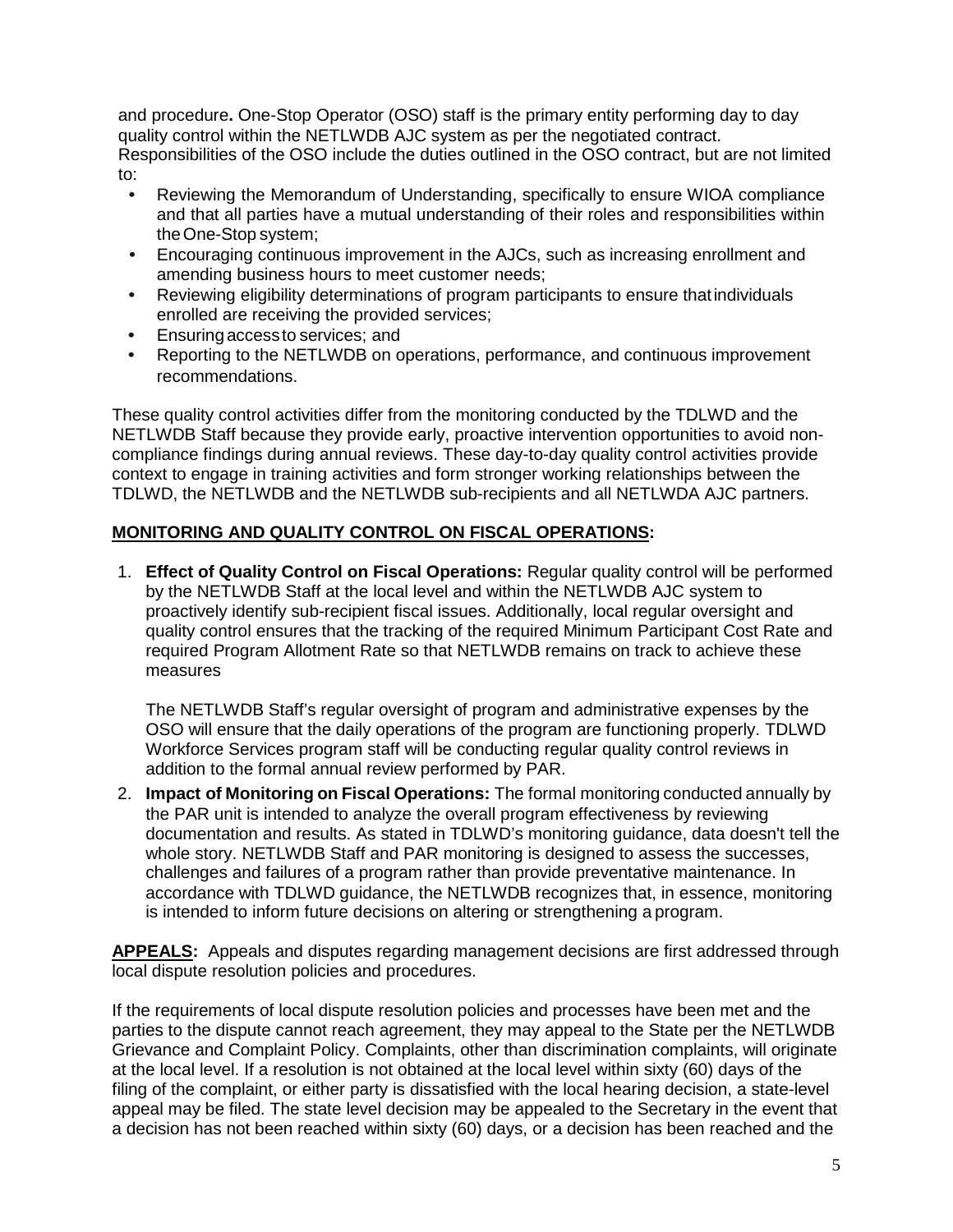and procedure**.** One-Stop Operator (OSO) staff is the primary entity performing day to day quality control within the NETLWDB AJC system as per the negotiated contract. Responsibilities of the OSO include the duties outlined in the OSO contract, but are not limited to:

- Reviewing the Memorandum of Understanding, specifically to ensure WIOA compliance and that all parties have a mutual understanding of their roles and responsibilities within the One-Stop system;
- Encouraging continuous improvement in the AJCs, such as increasing enrollment and amending business hours to meet customer needs;
- Reviewing eligibility determinations of program participants to ensure that individuals enrolled are receiving the provided services;
- Ensuring access to services; and
- Reporting to the NETLWDB on operations, performance, and continuous improvement recommendations.

These quality control activities differ from the monitoring conducted by the TDLWD and the NETLWDB Staff because they provide early, proactive intervention opportunities to avoid non-compliance findings during annual reviews. These day-to-day quality control activities provide context to engage in training activities and form stronger working relationships between the TDLWD, the NETLWDB and the NETLWDB sub-recipients and all NETLWDA AJC partners.

**MONITORING AND QUALITY CONTROL ON FISCAL OPERATIONS:**

1. **Effect of Quality Control on Fiscal Operations:** Regular quality control will be performed by the NETLWDB Staff at the local level and within the NETLWDB AJC system to proactively identify sub-recipient fiscal issues. Additionally, local regular oversight and quality control ensures that the tracking of the required Minimum Participant Cost Rate and required Program Allotment Rate so that NETLWDB remains on track to achieve these measures

   The NETLWDB Staff's regular oversight of program and administrative expenses by the OSO will ensure that the daily operations of the program are functioning properly. TDLWD Workforce Services program staff will be conducting regular quality control reviews in addition to the formal annual review performed by PAR.

2. **Impact of Monitoring on Fiscal Operations:** The formal monitoring conducted annually by the PAR unit is intended to analyze the overall program effectiveness by reviewing documentation and results. As stated in TDLWD's monitoring guidance, data doesn't tell the whole story. NETLWDB Staff and PAR monitoring is designed to assess the successes, challenges and failures of a program rather than provide preventative maintenance. In accordance with TDLWD guidance, the NETLWDB recognizes that, in essence, monitoring is intended to inform future decisions on altering or strengthening a program.

**APPEALS:** Appeals and disputes regarding management decisions are first addressed through local dispute resolution policies and procedures.

If the requirements of local dispute resolution policies and processes have been met and the parties to the dispute cannot reach agreement, they may appeal to the State per the NETLWDB Grievance and Complaint Policy. Complaints, other than discrimination complaints, will originate at the local level. If a resolution is not obtained at the local level within sixty (60) days of the filing of the complaint, or either party is dissatisfied with the local hearing decision, a state-level appeal may be filed. The state level decision may be appealed to the Secretary in the event that a decision has not been reached within sixty (60) days, or a decision has been reached and the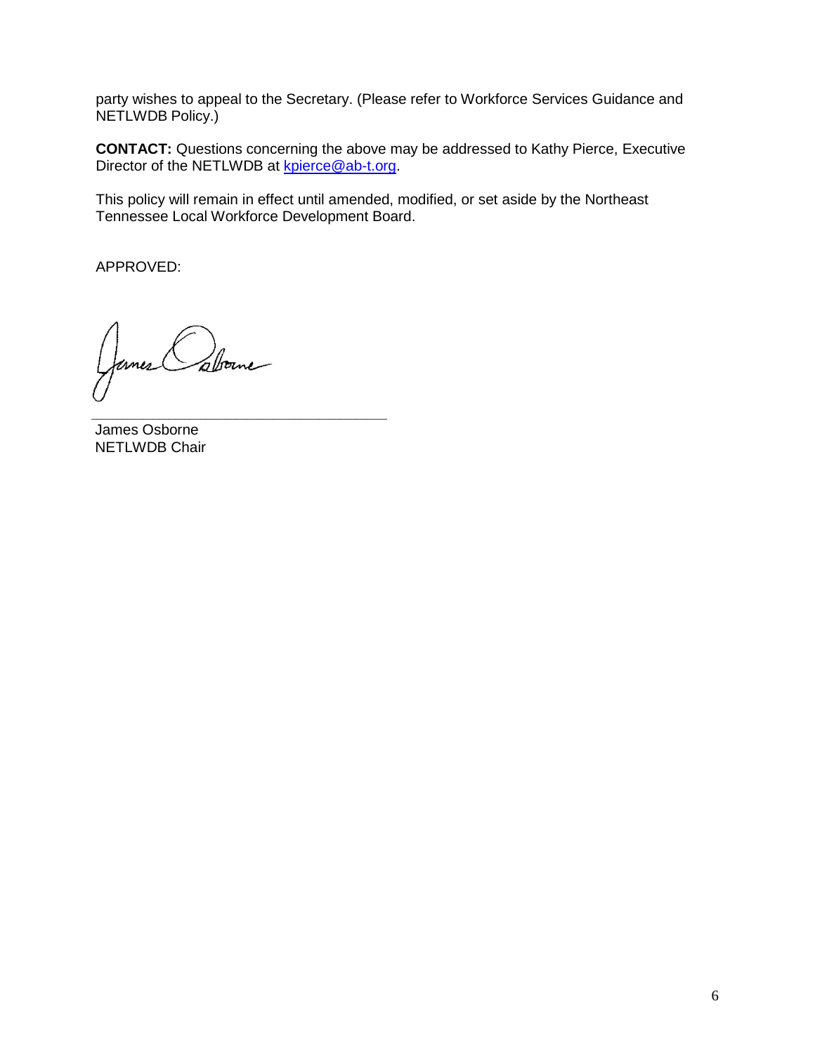party wishes to appeal to the Secretary. (Please refer to Workforce Services Guidance and NETLWDB Policy.)

**CONTACT:** Questions concerning the above may be addressed to Kathy Pierce, Executive Director of the NETLWDB at [kpierce@ab-t.org](mailto:kpierce@ab-t.org).

This policy will remain in effect until amended, modified, or set aside by the Northeast Tennessee Local Workforce Development Board.

APPROVED:

James Osborne

\_\_\_\_\_\_\_\_\_\_\_\_\_\_\_\_\_\_\_\_\_\_\_\_\_\_\_\_\_\_\_\_\_\_\_\_

James Osborne
NETLWDB Chair